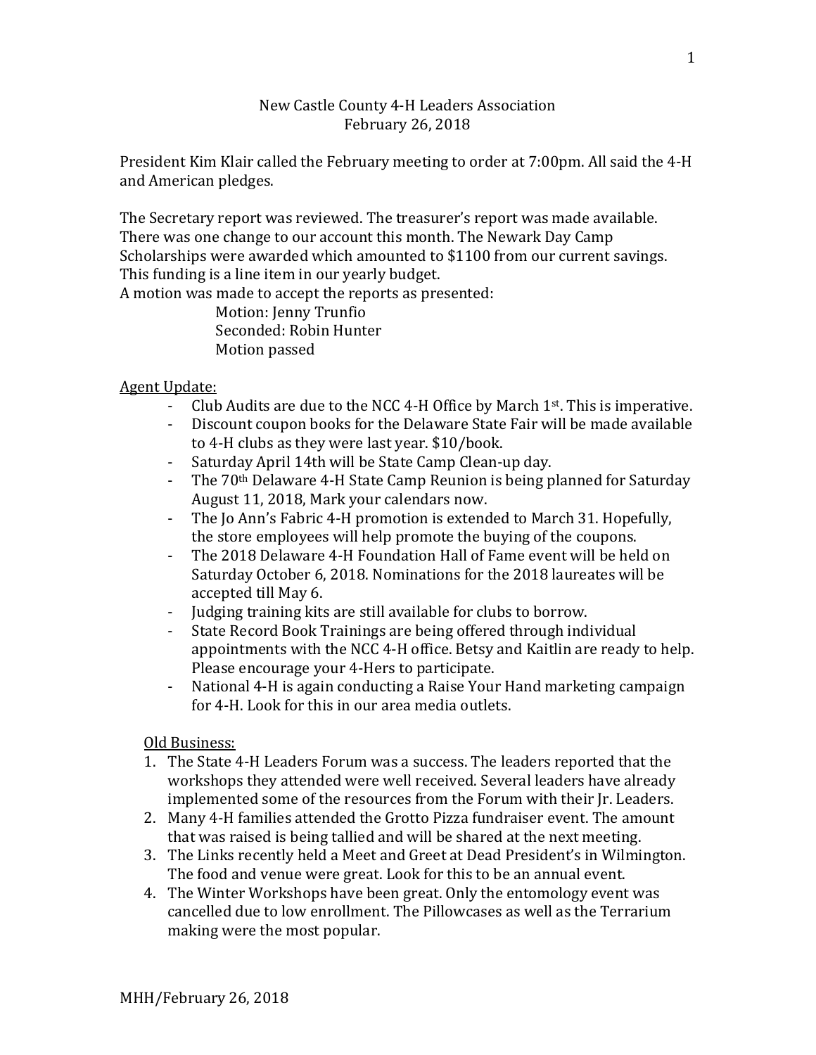New Castle County 4-H Leaders Association
February 26, 2018

President Kim Klair called the February meeting to order at 7:00pm. All said the 4-H and American pledges.

The Secretary report was reviewed. The treasurer's report was made available. There was one change to our account this month. The Newark Day Camp Scholarships were awarded which amounted to $1100 from our current savings. This funding is a line item in our yearly budget.
A motion was made to accept the reports as presented:

> Motion: Jenny Trunfio
> Seconded: Robin Hunter
> Motion passed

Agent Update:

- Club Audits are due to the NCC 4-H Office by March 1st. This is imperative.
- Discount coupon books for the Delaware State Fair will be made available to 4-H clubs as they were last year. $10/book.
- Saturday April 14th will be State Camp Clean-up day.
- The 70th Delaware 4-H State Camp Reunion is being planned for Saturday August 11, 2018, Mark your calendars now.
- The Jo Ann's Fabric 4-H promotion is extended to March 31. Hopefully, the store employees will help promote the buying of the coupons.
- The 2018 Delaware 4-H Foundation Hall of Fame event will be held on Saturday October 6, 2018. Nominations for the 2018 laureates will be accepted till May 6.
- Judging training kits are still available for clubs to borrow.
- State Record Book Trainings are being offered through individual appointments with the NCC 4-H office. Betsy and Kaitlin are ready to help. Please encourage your 4-Hers to participate.
- National 4-H is again conducting a Raise Your Hand marketing campaign for 4-H. Look for this in our area media outlets.

Old Business:

1. The State 4-H Leaders Forum was a success. The leaders reported that the workshops they attended were well received. Several leaders have already implemented some of the resources from the Forum with their Jr. Leaders.
2. Many 4-H families attended the Grotto Pizza fundraiser event. The amount that was raised is being tallied and will be shared at the next meeting.
3. The Links recently held a Meet and Greet at Dead President's in Wilmington. The food and venue were great. Look for this to be an annual event.
4. The Winter Workshops have been great. Only the entomology event was cancelled due to low enrollment. The Pillowcases as well as the Terrarium making were the most popular.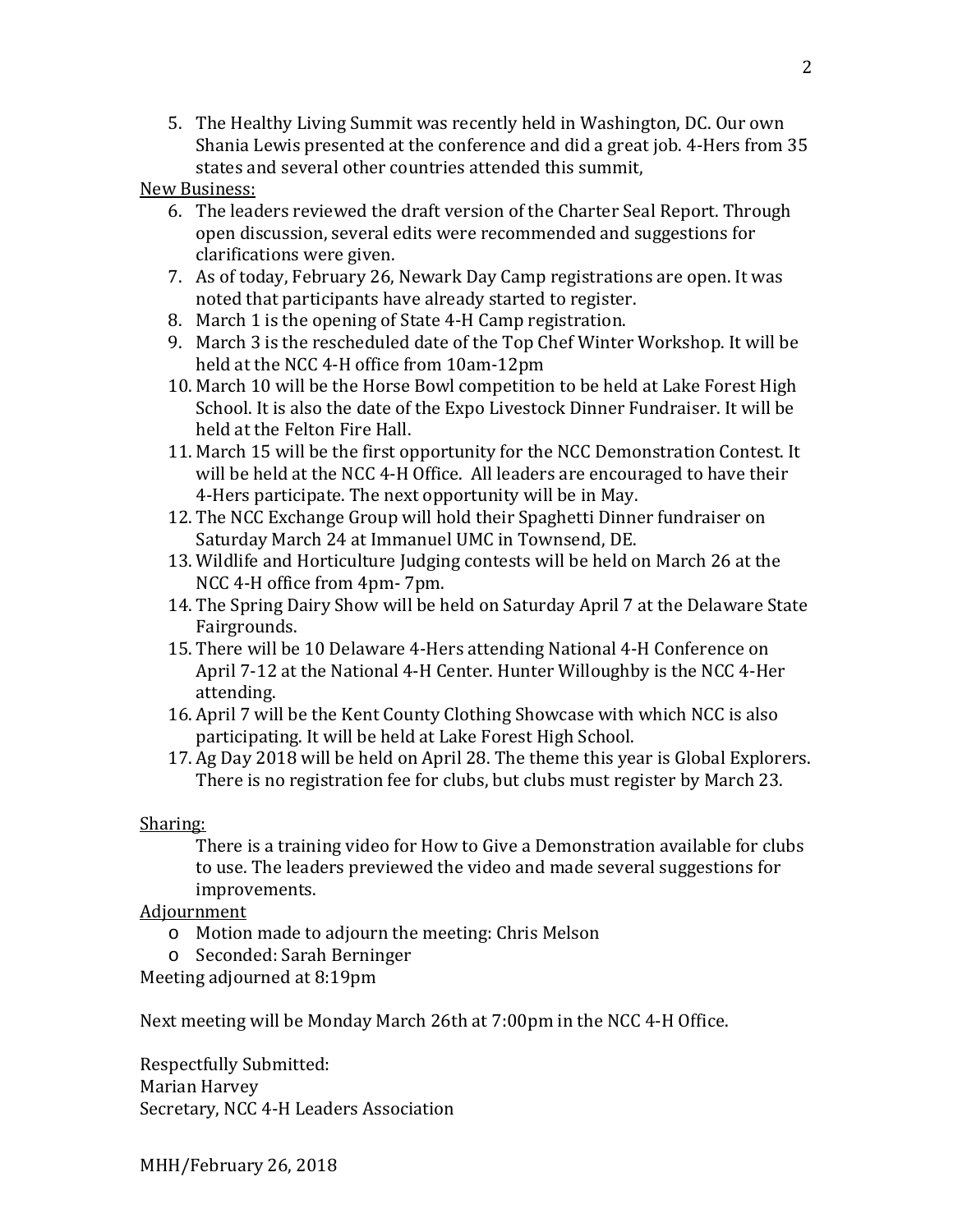5. The Healthy Living Summit was recently held in Washington, DC. Our own Shania Lewis presented at the conference and did a great job. 4-Hers from 35 states and several other countries attended this summit,

New Business:

6. The leaders reviewed the draft version of the Charter Seal Report. Through open discussion, several edits were recommended and suggestions for clarifications were given.
7. As of today, February 26, Newark Day Camp registrations are open. It was noted that participants have already started to register.
8. March 1 is the opening of State 4-H Camp registration.
9. March 3 is the rescheduled date of the Top Chef Winter Workshop. It will be held at the NCC 4-H office from 10am-12pm
10. March 10 will be the Horse Bowl competition to be held at Lake Forest High School. It is also the date of the Expo Livestock Dinner Fundraiser. It will be held at the Felton Fire Hall.
11. March 15 will be the first opportunity for the NCC Demonstration Contest. It will be held at the NCC 4-H Office. All leaders are encouraged to have their 4-Hers participate. The next opportunity will be in May.
12. The NCC Exchange Group will hold their Spaghetti Dinner fundraiser on Saturday March 24 at Immanuel UMC in Townsend, DE.
13. Wildlife and Horticulture Judging contests will be held on March 26 at the NCC 4-H office from 4pm- 7pm.
14. The Spring Dairy Show will be held on Saturday April 7 at the Delaware State Fairgrounds.
15. There will be 10 Delaware 4-Hers attending National 4-H Conference on April 7-12 at the National 4-H Center. Hunter Willoughby is the NCC 4-Her attending.
16. April 7 will be the Kent County Clothing Showcase with which NCC is also participating. It will be held at Lake Forest High School.
17. Ag Day 2018 will be held on April 28. The theme this year is Global Explorers. There is no registration fee for clubs, but clubs must register by March 23.

Sharing:

There is a training video for How to Give a Demonstration available for clubs to use. The leaders previewed the video and made several suggestions for improvements.

Adjournment

- Motion made to adjourn the meeting: Chris Melson
- Seconded: Sarah Berninger

Meeting adjourned at 8:19pm

Next meeting will be Monday March 26th at 7:00pm in the NCC 4-H Office.

Respectfully Submitted:
Marian Harvey
Secretary, NCC 4-H Leaders Association

MHH/February 26, 2018